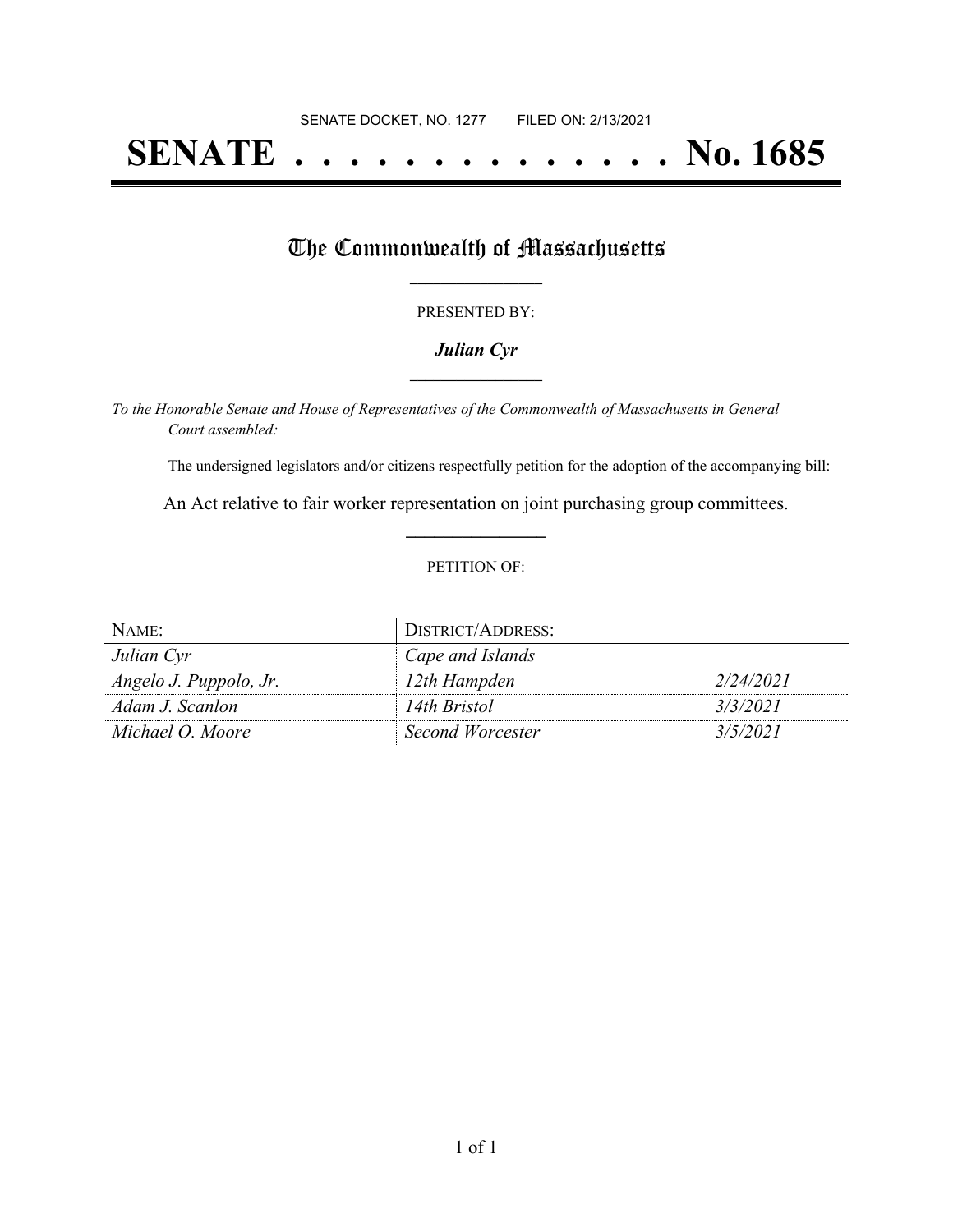SENATE DOCKET, NO. 1277 FILED ON: 2/13/2021

# SENATE . . . . . . . . . . . . . . No. 1685

## The Commonwealth of Massachusetts

PRESENTED BY:

***Julian Cyr***

*To the Honorable Senate and House of Representatives of the Commonwealth of Massachusetts in General Court assembled:*

The undersigned legislators and/or citizens respectfully petition for the adoption of the accompanying bill:

An Act relative to fair worker representation on joint purchasing group committees.

PETITION OF:

| NAME: | DISTRICT/ADDRESS: | |
|---|---|---|
| *Julian Cyr* | *Cape and Islands* | |
| *Angelo J. Puppolo, Jr.* | *12th Hampden* | *2/24/2021* |
| *Adam J. Scanlon* | *14th Bristol* | *3/3/2021* |
| *Michael O. Moore* | *Second Worcester* | *3/5/2021* |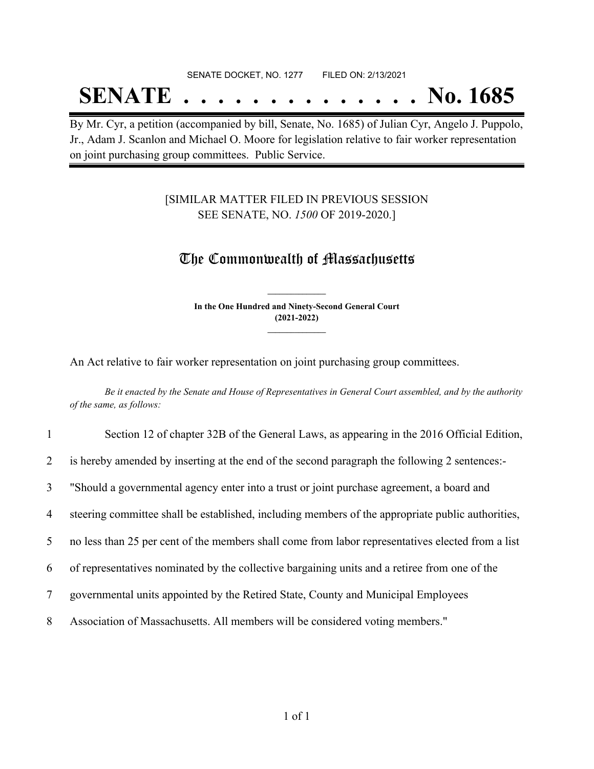SENATE DOCKET, NO. 1277 FILED ON: 2/13/2021

# SENATE . . . . . . . . . . . . . . No. 1685

By Mr. Cyr, a petition (accompanied by bill, Senate, No. 1685) of Julian Cyr, Angelo J. Puppolo, Jr., Adam J. Scanlon and Michael O. Moore for legislation relative to fair worker representation on joint purchasing group committees. Public Service.

[SIMILAR MATTER FILED IN PREVIOUS SESSION
SEE SENATE, NO. *1500* OF 2019-2020.]

## The Commonwealth of Massachusetts

**In the One Hundred and Ninety-Second General Court**
**(2021-2022)**

An Act relative to fair worker representation on joint purchasing group committees.

*Be it enacted by the Senate and House of Representatives in General Court assembled, and by the authority of the same, as follows:*

1 Section 12 of chapter 32B of the General Laws, as appearing in the 2016 Official Edition,
2 is hereby amended by inserting at the end of the second paragraph the following 2 sentences:-
3 "Should a governmental agency enter into a trust or joint purchase agreement, a board and
4 steering committee shall be established, including members of the appropriate public authorities,
5 no less than 25 per cent of the members shall come from labor representatives elected from a list
6 of representatives nominated by the collective bargaining units and a retiree from one of the
7 governmental units appointed by the Retired State, County and Municipal Employees
8 Association of Massachusetts. All members will be considered voting members."